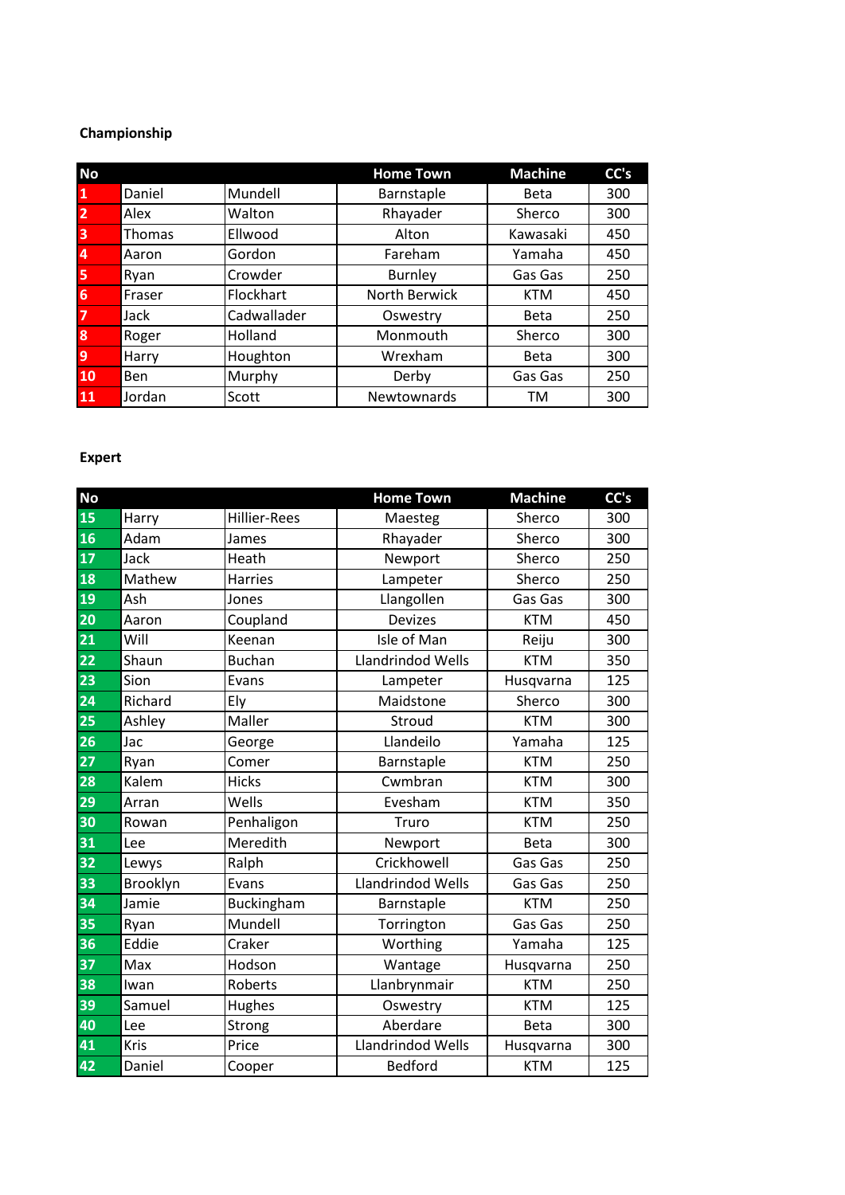**Championship**

| No | | | Home Town | Machine | CC's |
|---|---|---|---|---|---|
| 1 | Daniel | Mundell | Barnstaple | Beta | 300 |
| 2 | Alex | Walton | Rhayader | Sherco | 300 |
| 3 | Thomas | Ellwood | Alton | Kawasaki | 450 |
| 4 | Aaron | Gordon | Fareham | Yamaha | 450 |
| 5 | Ryan | Crowder | Burnley | Gas Gas | 250 |
| 6 | Fraser | Flockhart | North Berwick | KTM | 450 |
| 7 | Jack | Cadwallader | Oswestry | Beta | 250 |
| 8 | Roger | Holland | Monmouth | Sherco | 300 |
| 9 | Harry | Houghton | Wrexham | Beta | 300 |
| 10 | Ben | Murphy | Derby | Gas Gas | 250 |
| 11 | Jordan | Scott | Newtownards | TM | 300 |

**Expert**

| No | | | Home Town | Machine | CC's |
|---|---|---|---|---|---|
| 15 | Harry | Hillier-Rees | Maesteg | Sherco | 300 |
| 16 | Adam | James | Rhayader | Sherco | 300 |
| 17 | Jack | Heath | Newport | Sherco | 250 |
| 18 | Mathew | Harries | Lampeter | Sherco | 250 |
| 19 | Ash | Jones | Llangollen | Gas Gas | 300 |
| 20 | Aaron | Coupland | Devizes | KTM | 450 |
| 21 | Will | Keenan | Isle of Man | Reiju | 300 |
| 22 | Shaun | Buchan | Llandrindod Wells | KTM | 350 |
| 23 | Sion | Evans | Lampeter | Husqvarna | 125 |
| 24 | Richard | Ely | Maidstone | Sherco | 300 |
| 25 | Ashley | Maller | Stroud | KTM | 300 |
| 26 | Jac | George | Llandeilo | Yamaha | 125 |
| 27 | Ryan | Comer | Barnstaple | KTM | 250 |
| 28 | Kalem | Hicks | Cwmbran | KTM | 300 |
| 29 | Arran | Wells | Evesham | KTM | 350 |
| 30 | Rowan | Penhaligon | Truro | KTM | 250 |
| 31 | Lee | Meredith | Newport | Beta | 300 |
| 32 | Lewys | Ralph | Crickhowell | Gas Gas | 250 |
| 33 | Brooklyn | Evans | Llandrindod Wells | Gas Gas | 250 |
| 34 | Jamie | Buckingham | Barnstaple | KTM | 250 |
| 35 | Ryan | Mundell | Torrington | Gas Gas | 250 |
| 36 | Eddie | Craker | Worthing | Yamaha | 125 |
| 37 | Max | Hodson | Wantage | Husqvarna | 250 |
| 38 | Iwan | Roberts | Llanbrynmair | KTM | 250 |
| 39 | Samuel | Hughes | Oswestry | KTM | 125 |
| 40 | Lee | Strong | Aberdare | Beta | 300 |
| 41 | Kris | Price | Llandrindod Wells | Husqvarna | 300 |
| 42 | Daniel | Cooper | Bedford | KTM | 125 |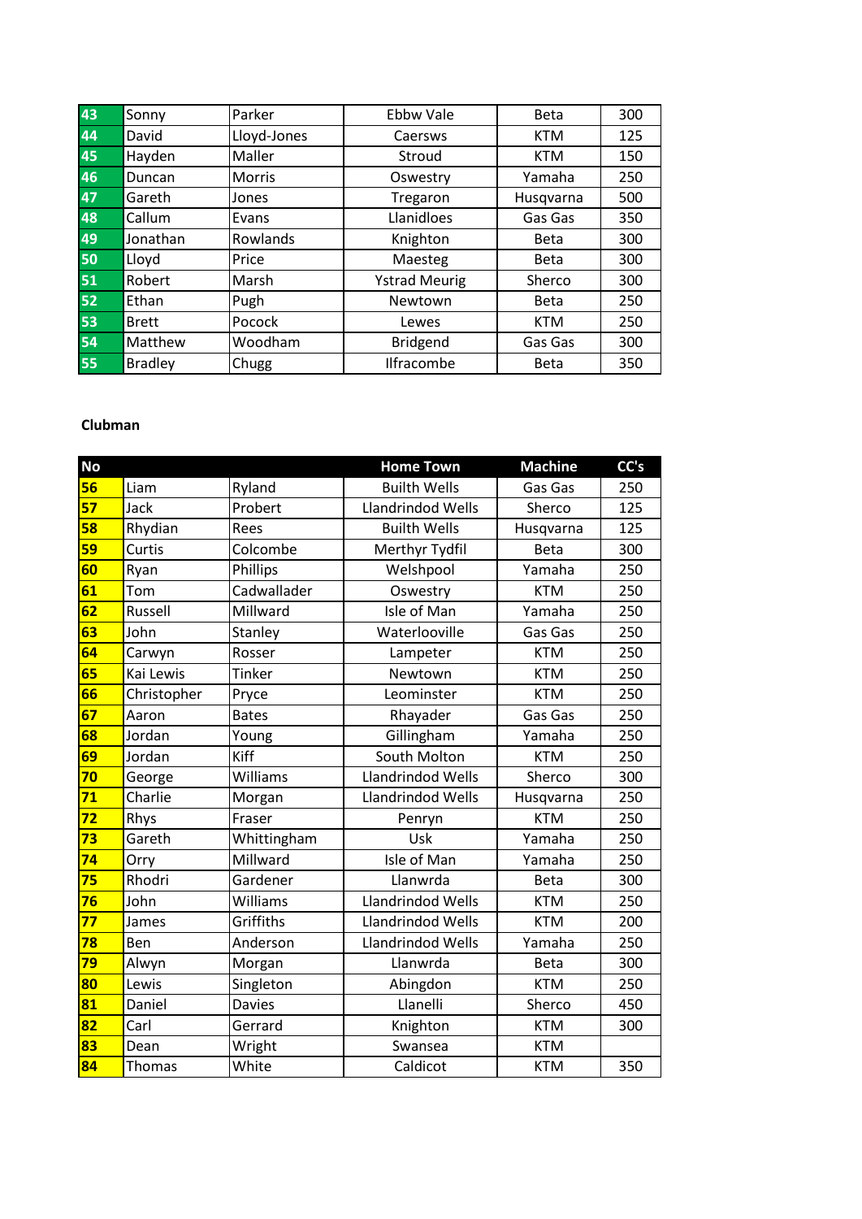| | | | | | |
|---|---|---|---|---|---|
| 43 | Sonny | Parker | Ebbw Vale | Beta | 300 |
| 44 | David | Lloyd-Jones | Caersws | KTM | 125 |
| 45 | Hayden | Maller | Stroud | KTM | 150 |
| 46 | Duncan | Morris | Oswestry | Yamaha | 250 |
| 47 | Gareth | Jones | Tregaron | Husqvarna | 500 |
| 48 | Callum | Evans | Llanidloes | Gas Gas | 350 |
| 49 | Jonathan | Rowlands | Knighton | Beta | 300 |
| 50 | Lloyd | Price | Maesteg | Beta | 300 |
| 51 | Robert | Marsh | Ystrad Meurig | Sherco | 300 |
| 52 | Ethan | Pugh | Newtown | Beta | 250 |
| 53 | Brett | Pocock | Lewes | KTM | 250 |
| 54 | Matthew | Woodham | Bridgend | Gas Gas | 300 |
| 55 | Bradley | Chugg | Ilfracombe | Beta | 350 |

**Clubman**

| No | | | Home Town | Machine | CC's |
|---|---|---|---|---|---|
| 56 | Liam | Ryland | Builth Wells | Gas Gas | 250 |
| 57 | Jack | Probert | Llandrindod Wells | Sherco | 125 |
| 58 | Rhydian | Rees | Builth Wells | Husqvarna | 125 |
| 59 | Curtis | Colcombe | Merthyr Tydfil | Beta | 300 |
| 60 | Ryan | Phillips | Welshpool | Yamaha | 250 |
| 61 | Tom | Cadwallader | Oswestry | KTM | 250 |
| 62 | Russell | Millward | Isle of Man | Yamaha | 250 |
| 63 | John | Stanley | Waterlooville | Gas Gas | 250 |
| 64 | Carwyn | Rosser | Lampeter | KTM | 250 |
| 65 | Kai Lewis | Tinker | Newtown | KTM | 250 |
| 66 | Christopher | Pryce | Leominster | KTM | 250 |
| 67 | Aaron | Bates | Rhayader | Gas Gas | 250 |
| 68 | Jordan | Young | Gillingham | Yamaha | 250 |
| 69 | Jordan | Kiff | South Molton | KTM | 250 |
| 70 | George | Williams | Llandrindod Wells | Sherco | 300 |
| 71 | Charlie | Morgan | Llandrindod Wells | Husqvarna | 250 |
| 72 | Rhys | Fraser | Penryn | KTM | 250 |
| 73 | Gareth | Whittingham | Usk | Yamaha | 250 |
| 74 | Orry | Millward | Isle of Man | Yamaha | 250 |
| 75 | Rhodri | Gardener | Llanwrda | Beta | 300 |
| 76 | John | Williams | Llandrindod Wells | KTM | 250 |
| 77 | James | Griffiths | Llandrindod Wells | KTM | 200 |
| 78 | Ben | Anderson | Llandrindod Wells | Yamaha | 250 |
| 79 | Alwyn | Morgan | Llanwrda | Beta | 300 |
| 80 | Lewis | Singleton | Abingdon | KTM | 250 |
| 81 | Daniel | Davies | Llanelli | Sherco | 450 |
| 82 | Carl | Gerrard | Knighton | KTM | 300 |
| 83 | Dean | Wright | Swansea | KTM | |
| 84 | Thomas | White | Caldicot | KTM | 350 |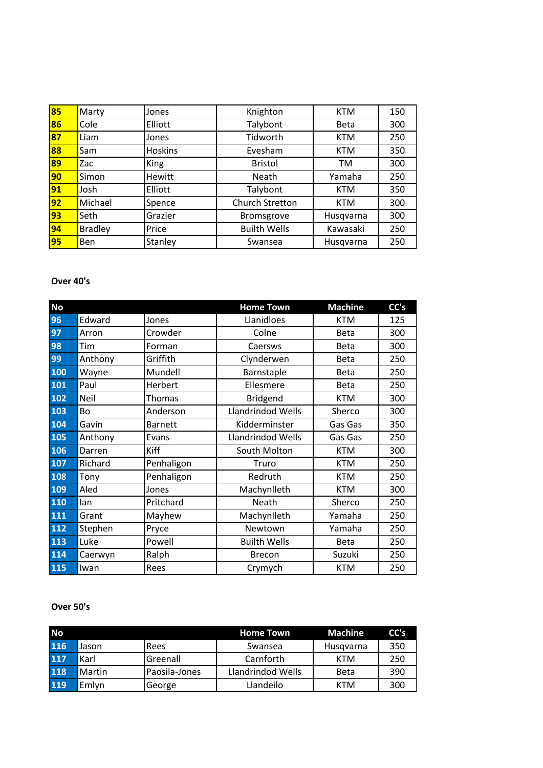| | | | | | |
|---|---|---|---|---|---|
| 85 | Marty | Jones | Knighton | KTM | 150 |
| 86 | Cole | Elliott | Talybont | Beta | 300 |
| 87 | Liam | Jones | Tidworth | KTM | 250 |
| 88 | Sam | Hoskins | Evesham | KTM | 350 |
| 89 | Zac | King | Bristol | TM | 300 |
| 90 | Simon | Hewitt | Neath | Yamaha | 250 |
| 91 | Josh | Elliott | Talybont | KTM | 350 |
| 92 | Michael | Spence | Church Stretton | KTM | 300 |
| 93 | Seth | Grazier | Bromsgrove | Husqvarna | 300 |
| 94 | Bradley | Price | Builth Wells | Kawasaki | 250 |
| 95 | Ben | Stanley | Swansea | Husqvarna | 250 |

**Over 40's**

| No | | | Home Town | Machine | CC's |
|---|---|---|---|---|---|
| 96 | Edward | Jones | Llanidloes | KTM | 125 |
| 97 | Arron | Crowder | Colne | Beta | 300 |
| 98 | Tim | Forman | Caersws | Beta | 300 |
| 99 | Anthony | Griffith | Clynderwen | Beta | 250 |
| 100 | Wayne | Mundell | Barnstaple | Beta | 250 |
| 101 | Paul | Herbert | Ellesmere | Beta | 250 |
| 102 | Neil | Thomas | Bridgend | KTM | 300 |
| 103 | Bo | Anderson | Llandrindod Wells | Sherco | 300 |
| 104 | Gavin | Barnett | Kidderminster | Gas Gas | 350 |
| 105 | Anthony | Evans | Llandrindod Wells | Gas Gas | 250 |
| 106 | Darren | Kiff | South Molton | KTM | 300 |
| 107 | Richard | Penhaligon | Truro | KTM | 250 |
| 108 | Tony | Penhaligon | Redruth | KTM | 250 |
| 109 | Aled | Jones | Machynlleth | KTM | 300 |
| 110 | Ian | Pritchard | Neath | Sherco | 250 |
| 111 | Grant | Mayhew | Machynlleth | Yamaha | 250 |
| 112 | Stephen | Pryce | Newtown | Yamaha | 250 |
| 113 | Luke | Powell | Builth Wells | Beta | 250 |
| 114 | Caerwyn | Ralph | Brecon | Suzuki | 250 |
| 115 | Iwan | Rees | Crymych | KTM | 250 |

**Over 50's**

| No | | | Home Town | Machine | CC's |
|---|---|---|---|---|---|
| 116 | Jason | Rees | Swansea | Husqvarna | 350 |
| 117 | Karl | Greenall | Carnforth | KTM | 250 |
| 118 | Martin | Paosila-Jones | Llandrindod Wells | Beta | 390 |
| 119 | Emlyn | George | Llandeilo | KTM | 300 |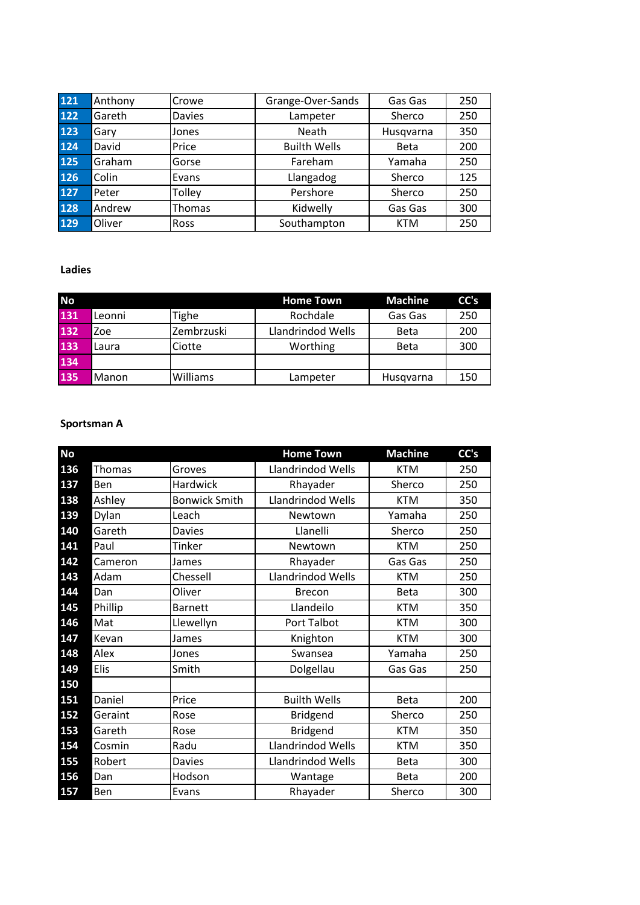| No | | | Home Town | Machine | CC's |
|---|---|---|---|---|---|
| 121 | Anthony | Crowe | Grange-Over-Sands | Gas Gas | 250 |
| 122 | Gareth | Davies | Lampeter | Sherco | 250 |
| 123 | Gary | Jones | Neath | Husqvarna | 350 |
| 124 | David | Price | Builth Wells | Beta | 200 |
| 125 | Graham | Gorse | Fareham | Yamaha | 250 |
| 126 | Colin | Evans | Llangadog | Sherco | 125 |
| 127 | Peter | Tolley | Pershore | Sherco | 250 |
| 128 | Andrew | Thomas | Kidwelly | Gas Gas | 300 |
| 129 | Oliver | Ross | Southampton | KTM | 250 |

**Ladies**

| No | | | Home Town | Machine | CC's |
|---|---|---|---|---|---|
| 131 | Leonni | Tighe | Rochdale | Gas Gas | 250 |
| 132 | Zoe | Zembrzuski | Llandrindod Wells | Beta | 200 |
| 133 | Laura | Ciotte | Worthing | Beta | 300 |
| 134 | | | | | |
| 135 | Manon | Williams | Lampeter | Husqvarna | 150 |

**Sportsman A**

| No | | | Home Town | Machine | CC's |
|---|---|---|---|---|---|
| 136 | Thomas | Groves | Llandrindod Wells | KTM | 250 |
| 137 | Ben | Hardwick | Rhayader | Sherco | 250 |
| 138 | Ashley | Bonwick Smith | Llandrindod Wells | KTM | 350 |
| 139 | Dylan | Leach | Newtown | Yamaha | 250 |
| 140 | Gareth | Davies | Llanelli | Sherco | 250 |
| 141 | Paul | Tinker | Newtown | KTM | 250 |
| 142 | Cameron | James | Rhayader | Gas Gas | 250 |
| 143 | Adam | Chessell | Llandrindod Wells | KTM | 250 |
| 144 | Dan | Oliver | Brecon | Beta | 300 |
| 145 | Phillip | Barnett | Llandeilo | KTM | 350 |
| 146 | Mat | Llewellyn | Port Talbot | KTM | 300 |
| 147 | Kevan | James | Knighton | KTM | 300 |
| 148 | Alex | Jones | Swansea | Yamaha | 250 |
| 149 | Elis | Smith | Dolgellau | Gas Gas | 250 |
| 150 | | | | | |
| 151 | Daniel | Price | Builth Wells | Beta | 200 |
| 152 | Geraint | Rose | Bridgend | Sherco | 250 |
| 153 | Gareth | Rose | Bridgend | KTM | 350 |
| 154 | Cosmin | Radu | Llandrindod Wells | KTM | 350 |
| 155 | Robert | Davies | Llandrindod Wells | Beta | 300 |
| 156 | Dan | Hodson | Wantage | Beta | 200 |
| 157 | Ben | Evans | Rhayader | Sherco | 300 |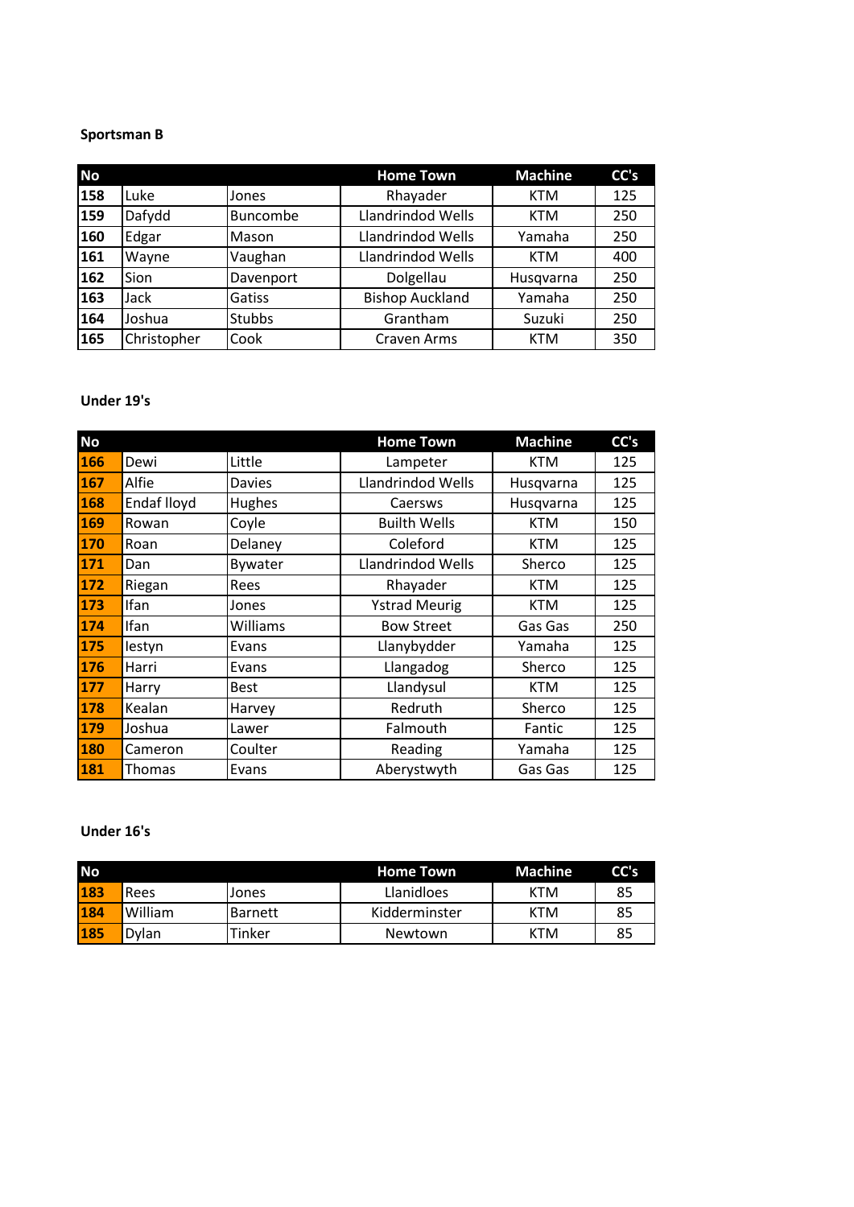**Sportsman B**

| No | | | Home Town | Machine | CC's |
|---|---|---|---|---|---|
| 158 | Luke | Jones | Rhayader | KTM | 125 |
| 159 | Dafydd | Buncombe | Llandrindod Wells | KTM | 250 |
| 160 | Edgar | Mason | Llandrindod Wells | Yamaha | 250 |
| 161 | Wayne | Vaughan | Llandrindod Wells | KTM | 400 |
| 162 | Sion | Davenport | Dolgellau | Husqvarna | 250 |
| 163 | Jack | Gatiss | Bishop Auckland | Yamaha | 250 |
| 164 | Joshua | Stubbs | Grantham | Suzuki | 250 |
| 165 | Christopher | Cook | Craven Arms | KTM | 350 |

**Under 19's**

| No | | | Home Town | Machine | CC's |
|---|---|---|---|---|---|
| 166 | Dewi | Little | Lampeter | KTM | 125 |
| 167 | Alfie | Davies | Llandrindod Wells | Husqvarna | 125 |
| 168 | Endaf lloyd | Hughes | Caersws | Husqvarna | 125 |
| 169 | Rowan | Coyle | Builth Wells | KTM | 150 |
| 170 | Roan | Delaney | Coleford | KTM | 125 |
| 171 | Dan | Bywater | Llandrindod Wells | Sherco | 125 |
| 172 | Riegan | Rees | Rhayader | KTM | 125 |
| 173 | Ifan | Jones | Ystrad Meurig | KTM | 125 |
| 174 | Ifan | Williams | Bow Street | Gas Gas | 250 |
| 175 | Iestyn | Evans | Llanybydder | Yamaha | 125 |
| 176 | Harri | Evans | Llangadog | Sherco | 125 |
| 177 | Harry | Best | Llandysul | KTM | 125 |
| 178 | Kealan | Harvey | Redruth | Sherco | 125 |
| 179 | Joshua | Lawer | Falmouth | Fantic | 125 |
| 180 | Cameron | Coulter | Reading | Yamaha | 125 |
| 181 | Thomas | Evans | Aberystwyth | Gas Gas | 125 |

**Under 16's**

| No | | | Home Town | Machine | CC's |
|---|---|---|---|---|---|
| 183 | Rees | Jones | Llanidloes | KTM | 85 |
| 184 | William | Barnett | Kidderminster | KTM | 85 |
| 185 | Dylan | Tinker | Newtown | KTM | 85 |